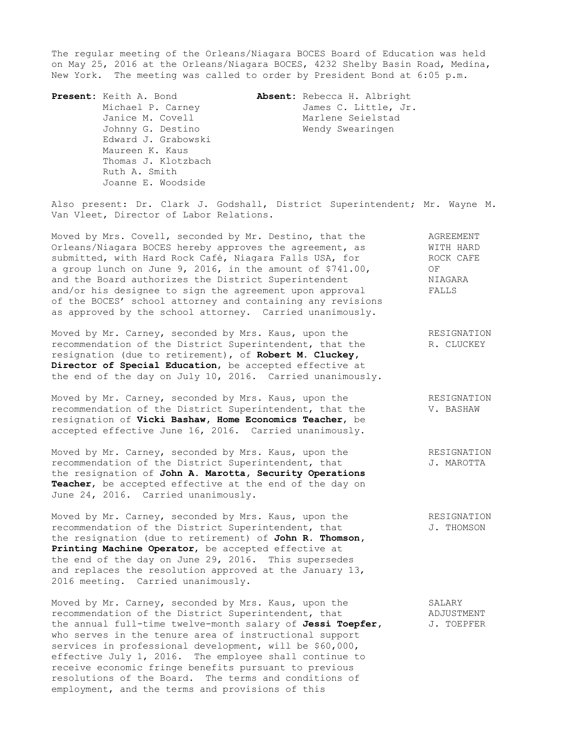The regular meeting of the Orleans/Niagara BOCES Board of Education was held on May 25, 2016 at the Orleans/Niagara BOCES, 4232 Shelby Basin Road, Medina, New York. The meeting was called to order by President Bond at 6:05 p.m.

| **Present:** | **Absent:** |
|---|---|
| Keith A. Bond | Rebecca H. Albright |
| Michael P. Carney | James C. Little, Jr. |
| Janice M. Covell | Marlene Seielstad |
| Johnny G. Destino | Wendy Swearingen |
| Edward J. Grabowski | |
| Maureen K. Kaus | |
| Thomas J. Klotzbach | |
| Ruth A. Smith | |
| Joanne E. Woodside | |

Also present: Dr. Clark J. Godshall, District Superintendent; Mr. Wayne M. Van Vleet, Director of Labor Relations.

**AGREEMENT WITH HARD ROCK CAFE OF NIAGARA FALLS**

Moved by Mrs. Covell, seconded by Mr. Destino, that the Orleans/Niagara BOCES hereby approves the agreement, as submitted, with Hard Rock Café, Niagara Falls USA, for a group lunch on June 9, 2016, in the amount of $741.00, and the Board authorizes the District Superintendent and/or his designee to sign the agreement upon approval of the BOCES' school attorney and containing any revisions as approved by the school attorney. Carried unanimously.

**RESIGNATION R. CLUCKEY**

Moved by Mr. Carney, seconded by Mrs. Kaus, upon the recommendation of the District Superintendent, that the resignation (due to retirement), of **Robert M. Cluckey, Director of Special Education**, be accepted effective at the end of the day on July 10, 2016. Carried unanimously.

**RESIGNATION V. BASHAW**

Moved by Mr. Carney, seconded by Mrs. Kaus, upon the recommendation of the District Superintendent, that the resignation of **Vicki Bashaw, Home Economics Teacher**, be accepted effective June 16, 2016. Carried unanimously.

**RESIGNATION J. MAROTTA**

Moved by Mr. Carney, seconded by Mrs. Kaus, upon the recommendation of the District Superintendent, that the resignation of **John A. Marotta, Security Operations Teacher**, be accepted effective at the end of the day on June 24, 2016. Carried unanimously.

**RESIGNATION J. THOMSON**

Moved by Mr. Carney, seconded by Mrs. Kaus, upon the recommendation of the District Superintendent, that the resignation (due to retirement) of **John R. Thomson, Printing Machine Operator**, be accepted effective at the end of the day on June 29, 2016. This supersedes and replaces the resolution approved at the January 13, 2016 meeting. Carried unanimously.

**SALARY ADJUSTMENT J. TOEPFER**

Moved by Mr. Carney, seconded by Mrs. Kaus, upon the recommendation of the District Superintendent, that the annual full-time twelve-month salary of **Jessi Toepfer**, who serves in the tenure area of instructional support services in professional development, will be $60,000, effective July 1, 2016. The employee shall continue to receive economic fringe benefits pursuant to previous resolutions of the Board. The terms and conditions of employment, and the terms and provisions of this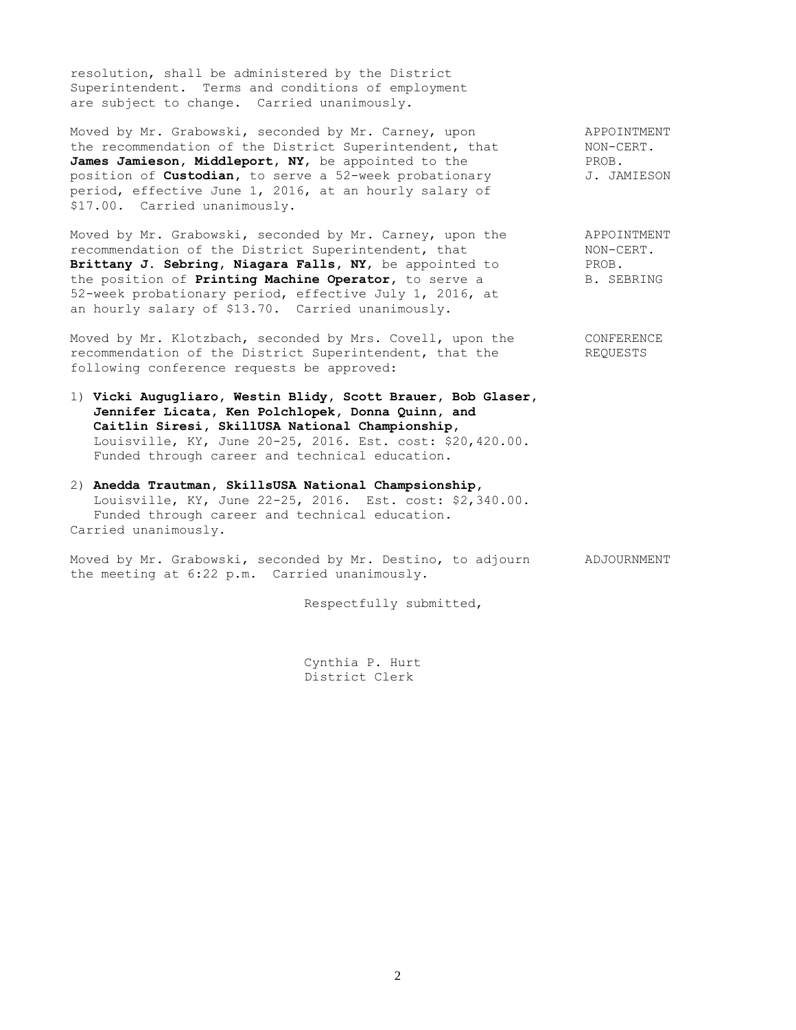resolution, shall be administered by the District Superintendent. Terms and conditions of employment are subject to change. Carried unanimously.

Moved by Mr. Grabowski, seconded by Mr. Carney, upon the recommendation of the District Superintendent, that **James Jamieson, Middleport, NY,** be appointed to the position of **Custodian,** to serve a 52-week probationary period, effective June 1, 2016, at an hourly salary of $17.00. Carried unanimously.

APPOINTMENT NON-CERT. PROB. J. JAMIESON

Moved by Mr. Grabowski, seconded by Mr. Carney, upon the recommendation of the District Superintendent, that **Brittany J. Sebring, Niagara Falls, NY,** be appointed to the position of **Printing Machine Operator,** to serve a 52-week probationary period, effective July 1, 2016, at an hourly salary of $13.70. Carried unanimously.

APPOINTMENT NON-CERT. PROB. B. SEBRING

Moved by Mr. Klotzbach, seconded by Mrs. Covell, upon the recommendation of the District Superintendent, that the following conference requests be approved:

CONFERENCE REQUESTS

1) **Vicki Augugliaro, Westin Blidy, Scott Brauer, Bob Glaser, Jennifer Licata, Ken Polchlopek, Donna Quinn, and Caitlin Siresi, SkillUSA National Championship,** Louisville, KY, June 20-25, 2016. Est. cost: $20,420.00. Funded through career and technical education.

2) **Anedda Trautman, SkillsUSA National Champsionship,** Louisville, KY, June 22-25, 2016. Est. cost: $2,340.00. Funded through career and technical education.

Carried unanimously.

Moved by Mr. Grabowski, seconded by Mr. Destino, to adjourn the meeting at 6:22 p.m. Carried unanimously.

ADJOURNMENT

Respectfully submitted,

Cynthia P. Hurt
District Clerk